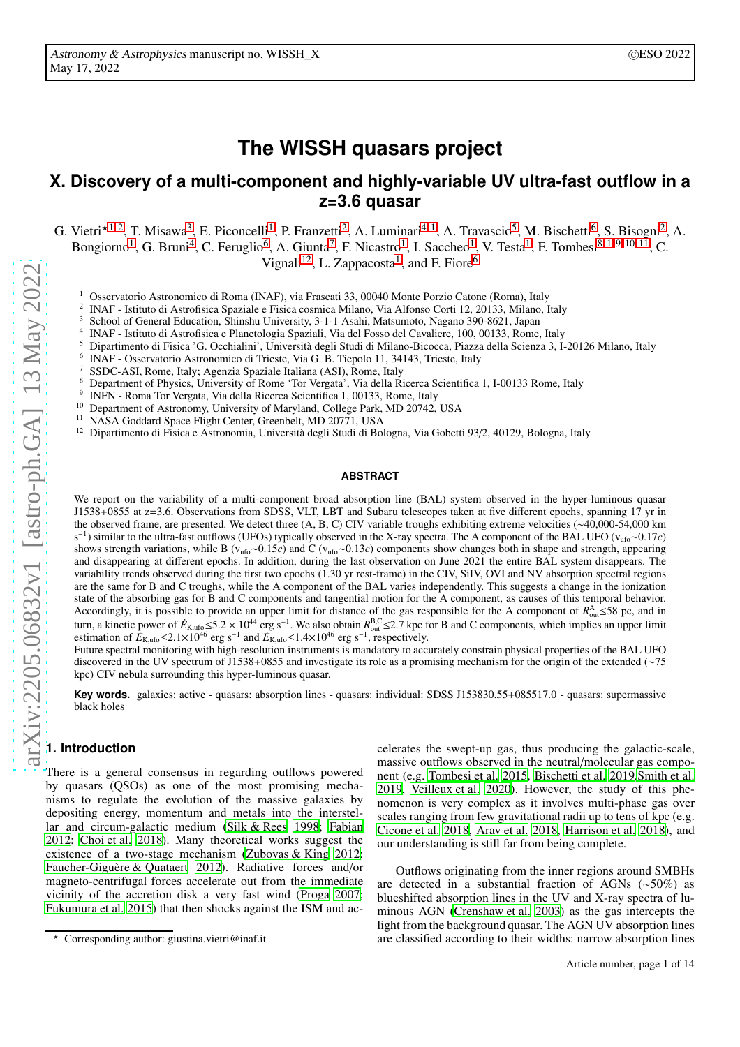# The WISSH quasars project

## X. Discovery of a multi-component and highly-variable UV ultra-fast outflow in a z=3.6 quasar

G. Vietri[⋆,1,2], T. Misawa[3], E. Piconcelli[1], P. Franzetti[2], A. Luminari[4,1], A. Travascio[5], M. Bischetti[6], S. Bisogni[2], A. Bongiorno[1], G. Bruni[4], C. Feruglio[6], A. Giunta[7], F. Nicastro[1], I. Saccheo[1], V. Testa[1], F. Tombesi[8,1,9,10,11], C. Vignali[12], L. Zappacosta[1], and F. Fiore[6]

1. Osservatorio Astronomico di Roma (INAF), via Frascati 33, 00040 Monte Porzio Catone (Roma), Italy
2. INAF - Istituto di Astrofisica Spaziale e Fisica cosmica Milano, Via Alfonso Corti 12, 20133, Milano, Italy
3. School of General Education, Shinshu University, 3-1-1 Asahi, Matsumoto, Nagano 390-8621, Japan
4. INAF - Istituto di Astrofisica e Planetologia Spaziali, Via del Fosso del Cavaliere, 100, 00133, Rome, Italy
5. Dipartimento di Fisica 'G. Occhialini', Università degli Studi di Milano-Bicocca, Piazza della Scienza 3, I-20126 Milano, Italy
6. INAF - Osservatorio Astronomico di Trieste, Via G. B. Tiepolo 11, 34143, Trieste, Italy
7. SSDC-ASI, Rome, Italy; Agenzia Spaziale Italiana (ASI), Rome, Italy
8. Department of Physics, University of Rome 'Tor Vergata', Via della Ricerca Scientifica 1, I-00133 Rome, Italy
9. INFN - Roma Tor Vergata, Via della Ricerca Scientifica 1, 00133, Rome, Italy
10. Department of Astronomy, University of Maryland, College Park, MD 20742, USA
11. NASA Goddard Space Flight Center, Greenbelt, MD 20771, USA
12. Dipartimento di Fisica e Astronomia, Università degli Studi di Bologna, Via Gobetti 93/2, 40129, Bologna, Italy

### ABSTRACT

We report on the variability of a multi-component broad absorption line (BAL) system observed in the hyper-luminous quasar J1538+0855 at z=3.6. Observations from SDSS, VLT, LBT and Subaru telescopes taken at five different epochs, spanning 17 yr in the observed frame, are presented. We detect three (A, B, C) CIV variable troughs exhibiting extreme velocities (∼40,000-54,000 km s$^{-1}$) similar to the ultra-fast outflows (UFOs) typically observed in the X-ray spectra. The A component of the BAL UFO ($v_{ufo}$∼0.17$c$) shows strength variations, while B ($v_{ufo}$∼0.15$c$) and C ($v_{ufo}$∼0.13$c$) components show changes both in shape and strength, appearing and disappearing at different epochs. In addition, during the last observation on June 2021 the entire BAL system disappears. The variability trends observed during the first two epochs (1.30 yr rest-frame) in the CIV, SiIV, OVI and NV absorption spectral regions are the same for B and C troughs, while the A component of the BAL varies independently. This suggests a change in the ionization state of the absorbing gas for B and C components and tangential motion for the A component, as causes of this temporal behavior. Accordingly, it is possible to provide an upper limit for distance of the gas responsible for the A component of $R^{A}_{out}$≤58 pc, and in turn, a kinetic power of $\dot{E}_{K,ufo}$≤5.2 × 10$^{44}$ erg s$^{-1}$. We also obtain $R^{B,C}_{out}$≤2.7 kpc for B and C components, which implies an upper limit estimation of $\dot{E}_{K,ufo}$≤2.1×10$^{46}$ erg s$^{-1}$ and $\dot{E}_{K,ufo}$≤1.4×10$^{46}$ erg s$^{-1}$, respectively.

Future spectral monitoring with high-resolution instruments is mandatory to accurately constrain physical properties of the BAL UFO discovered in the UV spectrum of J1538+0855 and investigate its role as a promising mechanism for the origin of the extended (∼75 kpc) CIV nebula surrounding this hyper-luminous quasar.

**Key words.** galaxies: active - quasars: absorption lines - quasars: individual: SDSS J153830.55+085517.0 - quasars: supermassive black holes

## 1. Introduction

There is a general consensus in regarding outflows powered by quasars (QSOs) as one of the most promising mechanisms to regulate the evolution of the massive galaxies by depositing energy, momentum and metals into the interstellar and circum-galactic medium (Silk & Rees 1998; Fabian 2012; Choi et al. 2018). Many theoretical works suggest the existence of a two-stage mechanism (Zubovas & King 2012; Faucher-Giguère & Quataert 2012). Radiative forces and/or magneto-centrifugal forces accelerate out from the immediate vicinity of the accretion disk a very fast wind (Proga 2007; Fukumura et al. 2015) that then shocks against the ISM and accelerates the swept-up gas, thus producing the galactic-scale, massive outflows observed in the neutral/molecular gas component (e.g. Tombesi et al. 2015, Bischetti et al. 2019,Smith et al. 2019, Veilleux et al. 2020). However, the study of this phenomenon is very complex as it involves multi-phase gas over scales ranging from few gravitational radii up to tens of kpc (e.g. Cicone et al. 2018, Arav et al. 2018, Harrison et al. 2018), and our understanding is still far from being complete.

Outflows originating from the inner regions around SMBHs are detected in a substantial fraction of AGNs (∼50%) as blueshifted absorption lines in the UV and X-ray spectra of luminous AGN (Crenshaw et al. 2003) as the gas intercepts the light from the background quasar. The AGN UV absorption lines are classified according to their widths: narrow absorption lines

⋆ Corresponding author: giustina.vietri@inaf.it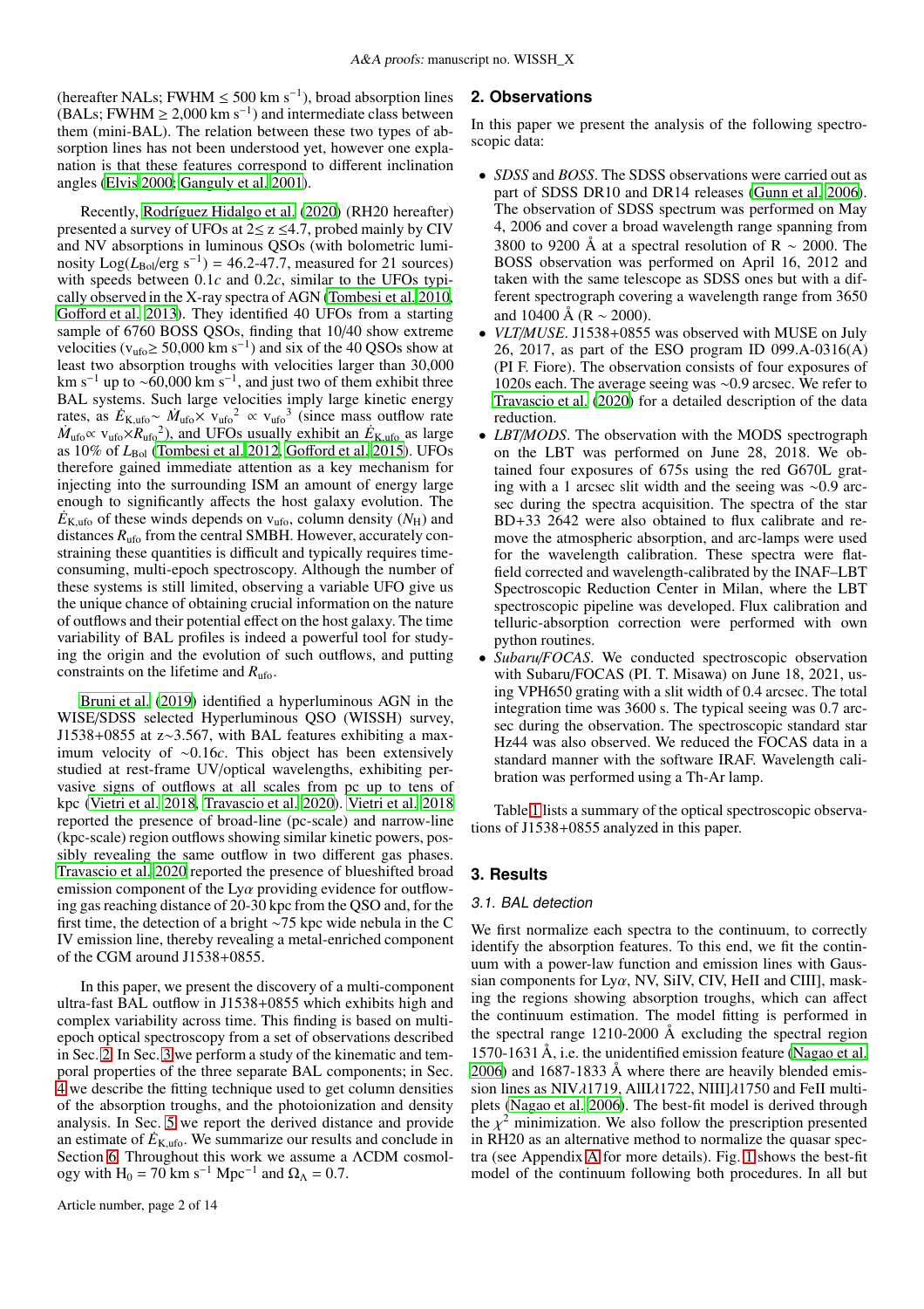(hereafter NALs; FWHM $\leq$ 500 km s$^{-1}$), broad absorption lines (BALs; FWHM $\geq$ 2,000 km s$^{-1}$) and intermediate class between them (mini-BAL). The relation between these two types of absorption lines has not been understood yet, however one explanation is that these features correspond to different inclination angles (Elvis 2000; Ganguly et al. 2001).

Recently, Rodríguez Hidalgo et al. (2020) (RH20 hereafter) presented a survey of UFOs at 2$\leq$ z $\leq$4.7, probed mainly by CIV and NV absorptions in luminous QSOs (with bolometric luminosity Log($L_{\rm Bol}$/erg s$^{-1}$) = 46.2-47.7, measured for 21 sources) with speeds between 0.1$c$ and 0.2$c$, similar to the UFOs typically observed in the X-ray spectra of AGN (Tombesi et al. 2010, Gofford et al. 2013). They identified 40 UFOs from a starting sample of 6760 BOSS QSOs, finding that 10/40 show extreme velocities (v$_{\rm ufo}\geq$ 50,000 km s$^{-1}$) and six of the 40 QSOs show at least two absorption troughs with velocities larger than 30,000 km s$^{-1}$ up to ~60,000 km s$^{-1}$, and just two of them exhibit three BAL systems. Such large velocities imply large kinetic energy rates, as $\dot{E}_{\rm K,ufo}\sim \dot{M}_{\rm ufo}\times {\rm v_{ufo}}^2 \propto {\rm v_{ufo}}^3$ (since mass outflow rate $\dot{M}_{\rm ufo}\propto {\rm v_{ufo}}\times {R_{\rm ufo}}^2$), and UFOs usually exhibit an $\dot{E}_{\rm K,ufo}$ as large as 10% of $L_{\rm Bol}$ (Tombesi et al. 2012, Gofford et al. 2015). UFOs therefore gained immediate attention as a key mechanism for injecting into the surrounding ISM an amount of energy large enough to significantly affects the host galaxy evolution. The $\dot{E}_{\rm K,ufo}$ of these winds depends on v$_{\rm ufo}$, column density ($N_{\rm H}$) and distances $R_{\rm ufo}$ from the central SMBH. However, accurately constraining these quantities is difficult and typically requires time-consuming, multi-epoch spectroscopy. Although the number of these systems is still limited, observing a variable UFO give us the unique chance of obtaining crucial information on the nature of outflows and their potential effect on the host galaxy. The time variability of BAL profiles is indeed a powerful tool for studying the origin and the evolution of such outflows, and putting constraints on the lifetime and $R_{\rm ufo}$.

Bruni et al. (2019) identified a hyperluminous AGN in the WISE/SDSS selected Hyperluminous QSO (WISSH) survey, J1538+0855 at z~3.567, with BAL features exhibiting a maximum velocity of ~0.16$c$. This object has been extensively studied at rest-frame UV/optical wavelengths, exhibiting pervasive signs of outflows at all scales from pc up to tens of kpc (Vietri et al. 2018, Travascio et al. 2020). Vietri et al. 2018 reported the presence of broad-line (pc-scale) and narrow-line (kpc-scale) region outflows showing similar kinetic powers, possibly revealing the same outflow in two different gas phases. Travascio et al. 2020 reported the presence of blueshifted broad emission component of the Ly$\alpha$ providing evidence for outflowing gas reaching distance of 20-30 kpc from the QSO and, for the first time, the detection of a bright ~75 kpc wide nebula in the C IV emission line, thereby revealing a metal-enriched component of the CGM around J1538+0855.

In this paper, we present the discovery of a multi-component ultra-fast BAL outflow in J1538+0855 which exhibits high and complex variability across time. This finding is based on multi-epoch optical spectroscopy from a set of observations described in Sec. 2. In Sec. 3 we perform a study of the kinematic and temporal properties of the three separate BAL components; in Sec. 4 we describe the fitting technique used to get column densities of the absorption troughs, and the photoionization and density analysis. In Sec. 5 we report the derived distance and provide an estimate of $\dot{E}_{\rm K,ufo}$. We summarize our results and conclude in Section 6. Throughout this work we assume a $\Lambda$CDM cosmology with H$_0$ = 70 km s$^{-1}$ Mpc$^{-1}$ and $\Omega_\Lambda$ = 0.7.

## 2. Observations

In this paper we present the analysis of the following spectroscopic data:

- *SDSS* and *BOSS*. The SDSS observations were carried out as part of SDSS DR10 and DR14 releases (Gunn et al. 2006). The observation of SDSS spectrum was performed on May 4, 2006 and cover a broad wavelength range spanning from 3800 to 9200 Å at a spectral resolution of R ~ 2000. The BOSS observation was performed on April 16, 2012 and taken with the same telescope as SDSS ones but with a different spectrograph covering a wavelength range from 3650 and 10400 Å (R ~ 2000).
- *VLT/MUSE*. J1538+0855 was observed with MUSE on July 26, 2017, as part of the ESO program ID 099.A-0316(A) (PI F. Fiore). The observation consists of four exposures of 1020s each. The average seeing was ~0.9 arcsec. We refer to Travascio et al. (2020) for a detailed description of the data reduction.
- *LBT/MODS*. The observation with the MODS spectrograph on the LBT was performed on June 28, 2018. We obtained four exposures of 675s using the red G670L grating with a 1 arcsec slit width and the seeing was ~0.9 arcsec during the spectra acquisition. The spectra of the star BD+33 2642 were also obtained to flux calibrate and remove the atmospheric absorption, and arc-lamps were used for the wavelength calibration. These spectra were flat-field corrected and wavelength-calibrated by the INAF–LBT Spectroscopic Reduction Center in Milan, where the LBT spectroscopic pipeline was developed. Flux calibration and telluric-absorption correction were performed with own python routines.
- *Subaru/FOCAS*. We conducted spectroscopic observation with Subaru/FOCAS (PI. T. Misawa) on June 18, 2021, using VPH650 grating with a slit width of 0.4 arcsec. The total integration time was 3600 s. The typical seeing was 0.7 arcsec during the observation. The spectroscopic standard star Hz44 was also observed. We reduced the FOCAS data in a standard manner with the software IRAF. Wavelength calibration was performed using a Th-Ar lamp.

Table 1 lists a summary of the optical spectroscopic observations of J1538+0855 analyzed in this paper.

## 3. Results

### 3.1. BAL detection

We first normalize each spectra to the continuum, to correctly identify the absorption features. To this end, we fit the continuum with a power-law function and emission lines with Gaussian components for Ly$\alpha$, NV, SiIV, CIV, HeII and CIII], masking the regions showing absorption troughs, which can affect the continuum estimation. The model fitting is performed in the spectral range 1210-2000 Å excluding the spectral region 1570-1631 Å, i.e. the unidentified emission feature (Nagao et al. 2006) and 1687-1833 Å where there are heavily blended emission lines as NIV$\lambda$1719, AlII$\lambda$1722, NIII]$\lambda$1750 and FeII multiplets (Nagao et al. 2006). The best-fit model is derived through the $\chi^2$ minimization. We also follow the prescription presented in RH20 as an alternative method to normalize the quasar spectra (see Appendix A for more details). Fig. 1 shows the best-fit model of the continuum following both procedures. In all but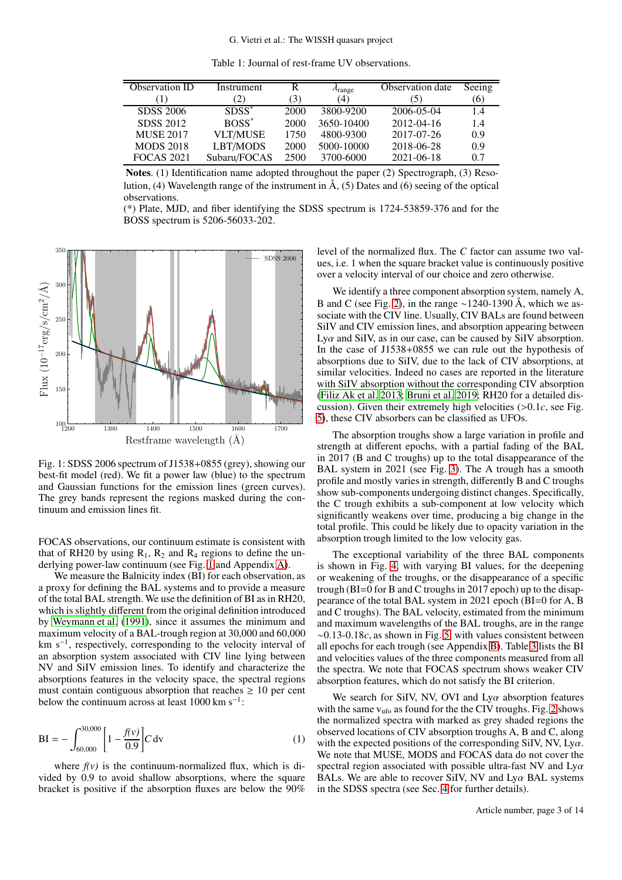Table 1: Journal of rest-frame UV observations.

| Observation ID | Instrument | R | $\lambda_{\rm range}$ | Observation date | Seeing |
|---|---|---|---|---|---|
| (1) | (2) | (3) | (4) | (5) | (6) |
| SDSS 2006 | SDSS* | 2000 | 3800-9200 | 2006-05-04 | 1.4 |
| SDSS 2012 | BOSS* | 2000 | 3650-10400 | 2012-04-16 | 1.4 |
| MUSE 2017 | VLT/MUSE | 1750 | 4800-9300 | 2017-07-26 | 0.9 |
| MODS 2018 | LBT/MODS | 2000 | 5000-10000 | 2018-06-28 | 0.9 |
| FOCAS 2021 | Subaru/FOCAS | 2500 | 3700-6000 | 2021-06-18 | 0.7 |

**Notes**. (1) Identification name adopted throughout the paper (2) Spectrograph, (3) Resolution, (4) Wavelength range of the instrument in Å, (5) Dates and (6) seeing of the optical observations.
(*) Plate, MJD, and fiber identifying the SDSS spectrum is 1724-53859-376 and for the BOSS spectrum is 5206-56033-202.

Fig. 1: SDSS 2006 spectrum of J1538+0855 (grey), showing our best-fit model (red). We fit a power law (blue) to the spectrum and Gaussian functions for the emission lines (green curves). The grey bands represent the regions masked during the continuum and emission lines fit.

FOCAS observations, our continuum estimate is consistent with that of RH20 by using $R_1$, $R_2$ and $R_4$ regions to define the underlying power-law continuum (see Fig. 1 and Appendix A).

We measure the Balnicity index (BI) for each observation, as a proxy for defining the BAL systems and to provide a measure of the total BAL strength. We use the definition of BI as in RH20, which is slightly different from the original definition introduced by Weymann et al. (1991), since it assumes the minimum and maximum velocity of a BAL-trough region at 30,000 and 60,000 km s$^{-1}$, respectively, corresponding to the velocity interval of an absorption system associated with CIV line lying between NV and SiIV emission lines. To identify and characterize the absorptions features in the velocity space, the spectral regions must contain contiguous absorption that reaches ≥ 10 per cent below the continuum across at least 1000 km s$^{-1}$:

$$\mathrm{BI} = -\int_{60{,}000}^{30{,}000}\left[1-\frac{f(v)}{0.9}\right]C\,\mathrm{d}v \tag{1}$$

where $f(v)$ is the continuum-normalized flux, which is divided by 0.9 to avoid shallow absorptions, where the square bracket is positive if the absorption fluxes are below the 90% level of the normalized flux. The $C$ factor can assume two values, i.e. 1 when the square bracket value is continuously positive over a velocity interval of our choice and zero otherwise.

We identify a three component absorption system, namely A, B and C (see Fig. 2), in the range ∼1240-1390 Å, which we associate with the CIV line. Usually, CIV BALs are found between SiIV and CIV emission lines, and absorption appearing between Ly$\alpha$ and SiIV, as in our case, can be caused by SiIV absorption. In the case of J1538+0855 we can rule out the hypothesis of absorptions due to SiIV, due to the lack of CIV absorptions, at similar velocities. Indeed no cases are reported in the literature with SiIV absorption without the corresponding CIV absorption (Filiz Ak et al. 2013; Bruni et al. 2019; RH20 for a detailed discussion). Given their extremely high velocities (>0.1$c$, see Fig. 5), these CIV absorbers can be classified as UFOs.

The absorption troughs show a large variation in profile and strength at different epochs, with a partial fading of the BAL in 2017 (B and C troughs) up to the total disappearance of the BAL system in 2021 (see Fig. 3). The A trough has a smooth profile and mostly varies in strength, differently B and C troughs show sub-components undergoing distinct changes. Specifically, the C trough exhibits a sub-component at low velocity which significantly weakens over time, producing a big change in the total profile. This could be likely due to opacity variation in the absorption trough limited to the low velocity gas.

The exceptional variability of the three BAL components is shown in Fig. 4, with varying BI values, for the deepening or weakening of the troughs, or the disappearance of a specific trough (BI=0 for B and C troughs in 2017 epoch) up to the disappearance of the total BAL system in 2021 epoch (BI=0 for A, B and C troughs). The BAL velocity, estimated from the minimum and maximum wavelengths of the BAL troughs, are in the range ∼0.13-0.18$c$, as shown in Fig. 5, with values consistent between all epochs for each trough (see Appendix B). Table 3 lists the BI and velocities values of the three components measured from all the spectra. We note that FOCAS spectrum shows weaker CIV absorption features, which do not satisfy the BI criterion.

We search for SiIV, NV, OVI and Ly$\alpha$ absorption features with the same $v_{\rm ufo}$ as found for the the CIV troughs. Fig. 2 shows the normalized spectra with marked as grey shaded regions the observed locations of CIV absorption troughs A, B and C, along with the expected positions of the corresponding SiIV, NV, Ly$\alpha$. We note that MUSE, MODS and FOCAS data do not cover the spectral region associated with possible ultra-fast NV and Ly$\alpha$ BALs. We are able to recover SiIV, NV and Ly$\alpha$ BAL systems in the SDSS spectra (see Sec. 4 for further details).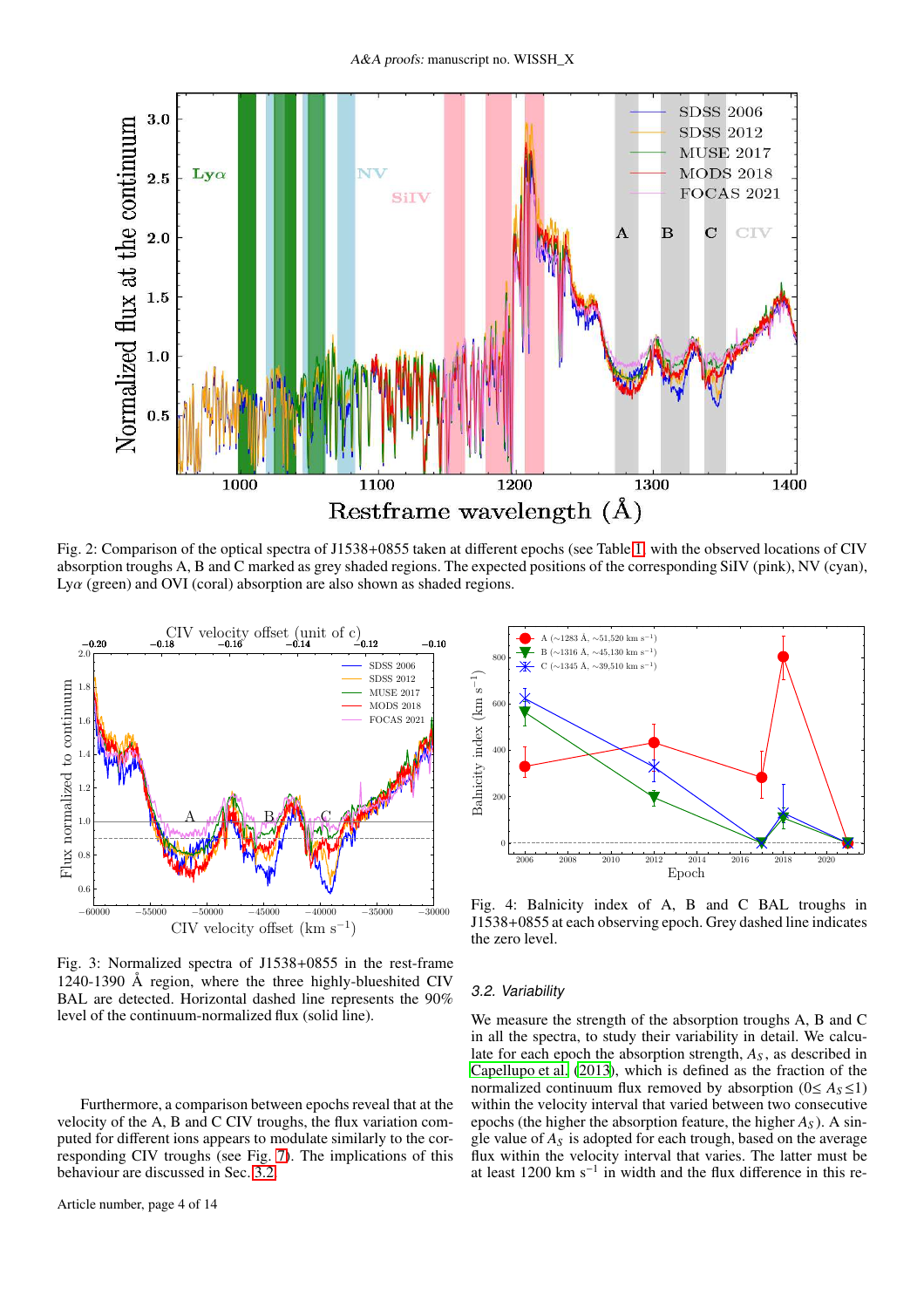Fig. 2: Comparison of the optical spectra of J1538+0855 taken at different epochs (see Table 1) with the observed locations of CIV absorption troughs A, B and C marked as grey shaded regions. The expected positions of the corresponding SiIV (pink), NV (cyan), Lyα (green) and OVI (coral) absorption are also shown as shaded regions.

Fig. 3: Normalized spectra of J1538+0855 in the rest-frame 1240-1390 Å region, where the three highly-blueshifted CIV BAL are detected. Horizontal dashed line represents the 90% level of the continuum-normalized flux (solid line).

Fig. 4: Balnicity index of A, B and C BAL troughs in J1538+0855 at each observing epoch. Grey dashed line indicates the zero level.

Furthermore, a comparison between epochs reveal that at the velocity of the A, B and C CIV troughs, the flux variation computed for different ions appears to modulate similarly to the corresponding CIV troughs (see Fig. 7). The implications of this behaviour are discussed in Sec. 3.2.

### 3.2. Variability

We measure the strength of the absorption troughs A, B and C in all the spectra, to study their variability in detail. We calculate for each epoch the absorption strength, $A_S$, as described in Capellupo et al. (2013), which is defined as the fraction of the normalized continuum flux removed by absorption ($0 \leq A_S \leq 1$) within the velocity interval that varied between two consecutive epochs (the higher the absorption feature, the higher $A_S$). A single value of $A_S$ is adopted for each trough, based on the average flux within the velocity interval that varies. The latter must be at least 1200 km s$^{-1}$ in width and the flux difference in this re-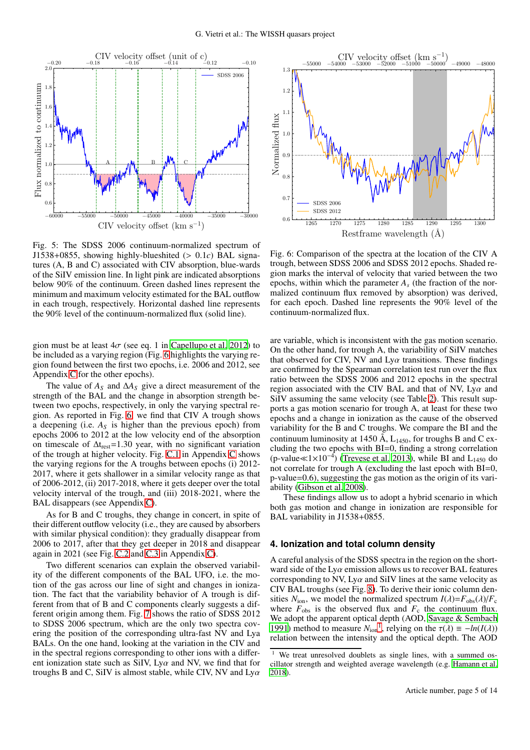Fig. 5: The SDSS 2006 continuum-normalized spectrum of J1538+0855, showing highly-blueshifted (> 0.1$c$) BAL signatures (A, B and C) associated with CIV absorption, blue-wards of the SiIV emission line. In light pink are indicated absorptions below 90% of the continuum. Green dashed lines represent the minimum and maximum velocity estimated for the BAL outflow in each trough, respectively. Horizontal dashed line represents the 90% level of the continuum-normalized flux (solid line).

Fig. 6: Comparison of the spectra at the location of the CIV A trough, between SDSS 2006 and SDSS 2012 epochs. Shaded region marks the interval of velocity that varied between the two epochs, within which the parameter $A_s$ (the fraction of the normalized continuum flux removed by absorption) was derived, for each epoch. Dashed line represents the 90% level of the continuum-normalized flux.

gion must be at least 4$\sigma$ (see eq. 1 in Capellupo et al. 2012) to be included as a varying region (Fig. 6 highlights the varying region found between the first two epochs, i.e. 2006 and 2012, see Appendix C for the other epochs).

The value of $A_S$ and $\Delta A_S$ give a direct measurement of the strength of the BAL and the change in absorption strength between two epochs, respectively, in only the varying spectral region. As reported in Fig. 6, we find that CIV A trough shows a deepening (i.e. $A_S$ is higher than the previous epoch) from epochs 2006 to 2012 at the low velocity end of the absorption on timescale of $\Delta t_{rest}$=1.30 year, with no significant variation of the trough at higher velocity. Fig. C.1 in Appendix C shows the varying regions for the A troughs between epochs (i) 2012-2017, where it gets shallower in a similar velocity range as that of 2006-2012, (ii) 2017-2018, where it gets deeper over the total velocity interval of the trough, and (iii) 2018-2021, where the BAL disappears (see Appendix C).

As for B and C troughs, they change in concert, in spite of their different outflow velocity (i.e., they are caused by absorbers with similar physical condition): they gradually disappear from 2006 to 2017, after that they get deeper in 2018 and disappear again in 2021 (see Fig. C.2 and C.3 in Appendix C).

Two different scenarios can explain the observed variability of the different components of the BAL UFO, i.e. the motion of the gas across our line of sight and changes in ionization. The fact that the variability behavior of A trough is different from that of B and C components clearly suggests a different origin among them. Fig. 7 shows the ratio of SDSS 2012 to SDSS 2006 spectrum, which are the only two spectra covering the position of the corresponding ultra-fast NV and Lya BALs. On the one hand, looking at the variation in the CIV and in the spectral regions corresponding to other ions with a different ionization state such as SiIV, Ly$\alpha$ and NV, we find that for troughs B and C, SiIV is almost stable, while CIV, NV and Ly$\alpha$ are variable, which is inconsistent with the gas motion scenario. On the other hand, for trough A, the variability of SiIV matches that observed for CIV, NV and Ly$\alpha$ transitions. These findings are confirmed by the Spearman correlation test run over the flux ratio between the SDSS 2006 and 2012 epochs in the spectral region associated with the CIV BAL and that of NV, Ly$\alpha$ and SiIV assuming the same velocity (see Table 2). This result supports a gas motion scenario for trough A, at least for these two epochs and a change in ionization as the cause of the observed variability for the B and C troughs. We compare the BI and the continuum luminosity at 1450 Å, $L_{1450}$, for troughs B and C excluding the two epochs with BI=0, finding a strong correlation (p-value$\ll 1\times10^{-4}$) (Trevese et al. 2013), while BI and $L_{1450}$ do not correlate for trough A (excluding the last epoch with BI=0, p-value=0.6), suggesting the gas motion as the origin of its variability (Gibson et al. 2008).

These findings allow us to adopt a hybrid scenario in which both gas motion and change in ionization are responsible for BAL variability in J1538+0855.

## 4. Ionization and total column density

A careful analysis of the SDSS spectra in the region on the shortward side of the Ly$\alpha$ emission allows us to recover BAL features corresponding to NV, Ly$\alpha$ and SiIV lines at the same velocity as CIV BAL troughs (see Fig. 8). To derive their ionic column densities $N_{\rm ion}$, we model the normalized spectrum $I(\lambda)$=$F_{\rm obs}(\lambda)/F_{\rm c}$ where $F_{\rm obs}$ is the observed flux and $F_{\rm c}$ the continuum flux. We adopt the apparent optical depth (AOD, Savage & Sembach 1991) method to measure $N_{\rm ion}$[1], relying on the $\tau(\lambda) \equiv -ln(I(\lambda))$ relation between the intensity and the optical depth. The AOD

[1] We treat unresolved doublets as single lines, with a summed oscillator strength and weighted average wavelength (e.g. Hamann et al. 2018).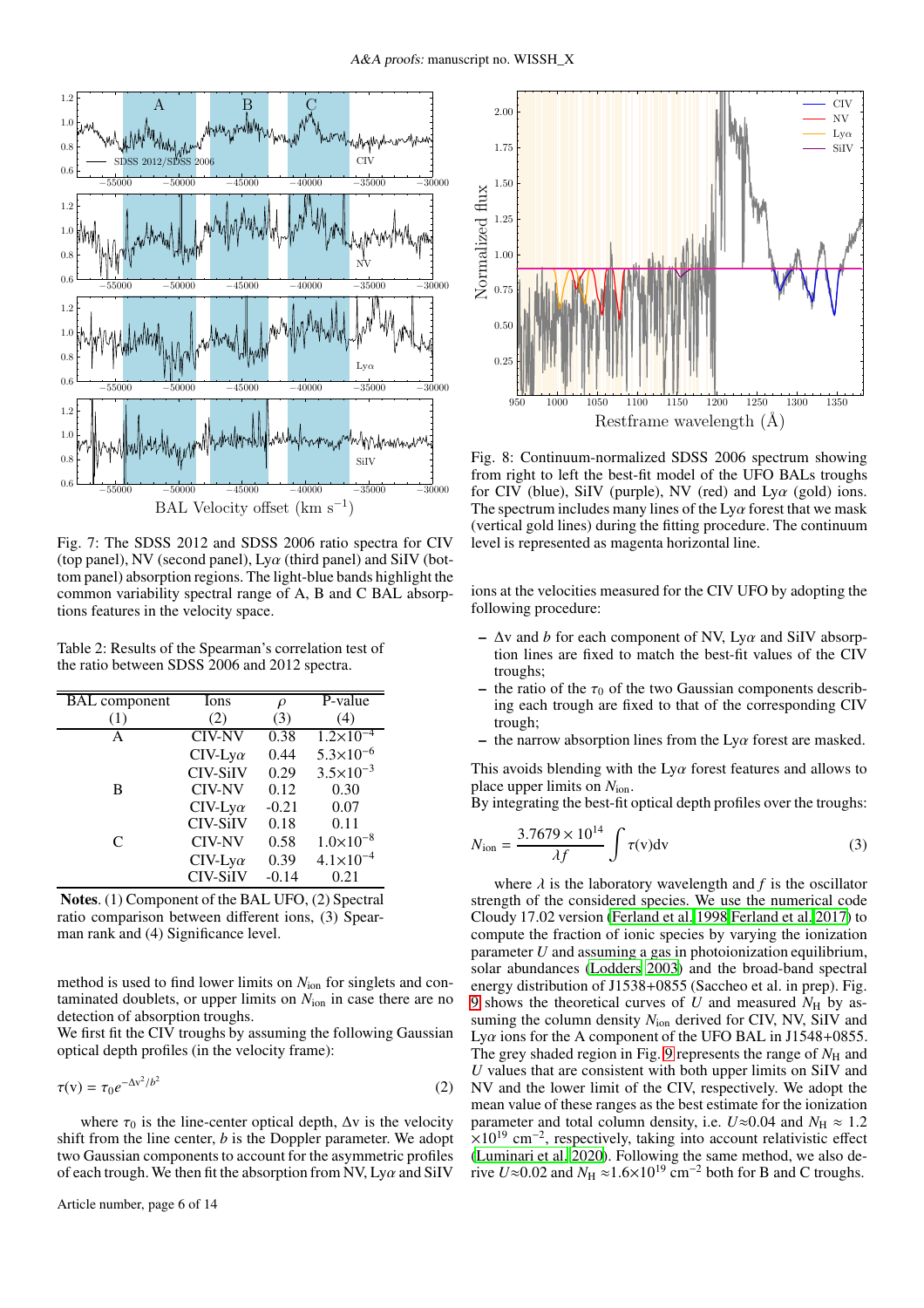Fig. 7: The SDSS 2012 and SDSS 2006 ratio spectra for CIV (top panel), NV (second panel), Ly$\alpha$ (third panel) and SiIV (bottom panel) absorption regions. The light-blue bands highlight the common variability spectral range of A, B and C BAL absorptions features in the velocity space.

Table 2: Results of the Spearman's correlation test of the ratio between SDSS 2006 and 2012 spectra.

| BAL component | Ions | $\rho$ | P-value |
|---|---|---|---|
| (1) | (2) | (3) | (4) |
| A | CIV-NV | 0.38 | $1.2\times10^{-4}$ |
| | CIV-Ly$\alpha$ | 0.44 | $5.3\times10^{-6}$ |
| | CIV-SiIV | 0.29 | $3.5\times10^{-3}$ |
| B | CIV-NV | 0.12 | 0.30 |
| | CIV-Ly$\alpha$ | -0.21 | 0.07 |
| | CIV-SiIV | 0.18 | 0.11 |
| C | CIV-NV | 0.58 | $1.0\times10^{-8}$ |
| | CIV-Ly$\alpha$ | 0.39 | $4.1\times10^{-4}$ |
| | CIV-SiIV | -0.14 | 0.21 |

**Notes**. (1) Component of the BAL UFO, (2) Spectral ratio comparison between different ions, (3) Spearman rank and (4) Significance level.

method is used to find lower limits on $N_{\rm ion}$ for singlets and contaminated doublets, or upper limits on $N_{\rm ion}$ in case there are no detection of absorption troughs.
We first fit the CIV troughs by assuming the following Gaussian optical depth profiles (in the velocity frame):

$$\tau(\mathrm{v}) = \tau_0 e^{-\Delta \mathrm{v}^2/b^2} \tag{2}$$

where $\tau_0$ is the line-center optical depth, $\Delta$v is the velocity shift from the line center, $b$ is the Doppler parameter. We adopt two Gaussian components to account for the asymmetric profiles of each trough. We then fit the absorption from NV, Ly$\alpha$ and SiIV

Fig. 8: Continuum-normalized SDSS 2006 spectrum showing from right to left the best-fit model of the UFO BALs troughs for CIV (blue), SiIV (purple), NV (red) and Ly$\alpha$ (gold) ions. The spectrum includes many lines of the Ly$\alpha$ forest that we mask (vertical gold lines) during the fitting procedure. The continuum level is represented as magenta horizontal line.

ions at the velocities measured for the CIV UFO by adopting the following procedure:

- $\Delta$v and $b$ for each component of NV, Ly$\alpha$ and SiIV absorption lines are fixed to match the best-fit values of the CIV troughs;
- the ratio of the $\tau_0$ of the two Gaussian components describing each trough are fixed to that of the corresponding CIV trough;
- the narrow absorption lines from the Ly$\alpha$ forest are masked.

This avoids blending with the Ly$\alpha$ forest features and allows to place upper limits on $N_{\rm ion}$.
By integrating the best-fit optical depth profiles over the troughs:

$$N_{\rm ion} = \frac{3.7679\times10^{14}}{\lambda f}\int \tau(\mathrm{v})\mathrm{dv} \tag{3}$$

where $\lambda$ is the laboratory wavelength and $f$ is the oscillator strength of the considered species. We use the numerical code Cloudy 17.02 version (Ferland et al. 1998 Ferland et al. 2017) to compute the fraction of ionic species by varying the ionization parameter $U$ and assuming a gas in photoionization equilibrium, solar abundances (Lodders 2003) and the broad-band spectral energy distribution of J1538+0855 (Saccheo et al. in prep). Fig. 9 shows the theoretical curves of $U$ and measured $N_{\rm H}$ by assuming the column density $N_{\rm ion}$ derived for CIV, NV, SiIV and Ly$\alpha$ ions for the A component of the UFO BAL in J1548+0855. The grey shaded region in Fig. 9 represents the range of $N_{\rm H}$ and $U$ values that are consistent with both upper limits on SiIV and NV and the lower limit of the CIV, respectively. We adopt the mean value of these ranges as the best estimate for the ionization parameter and total column density, i.e. $U\approx0.04$ and $N_{\rm H}\approx1.2\times10^{19}$ cm$^{-2}$, respectively, taking into account relativistic effect (Luminari et al. 2020). Following the same method, we also derive $U\approx0.02$ and $N_{\rm H}\approx1.6\times10^{19}$ cm$^{-2}$ both for B and C troughs.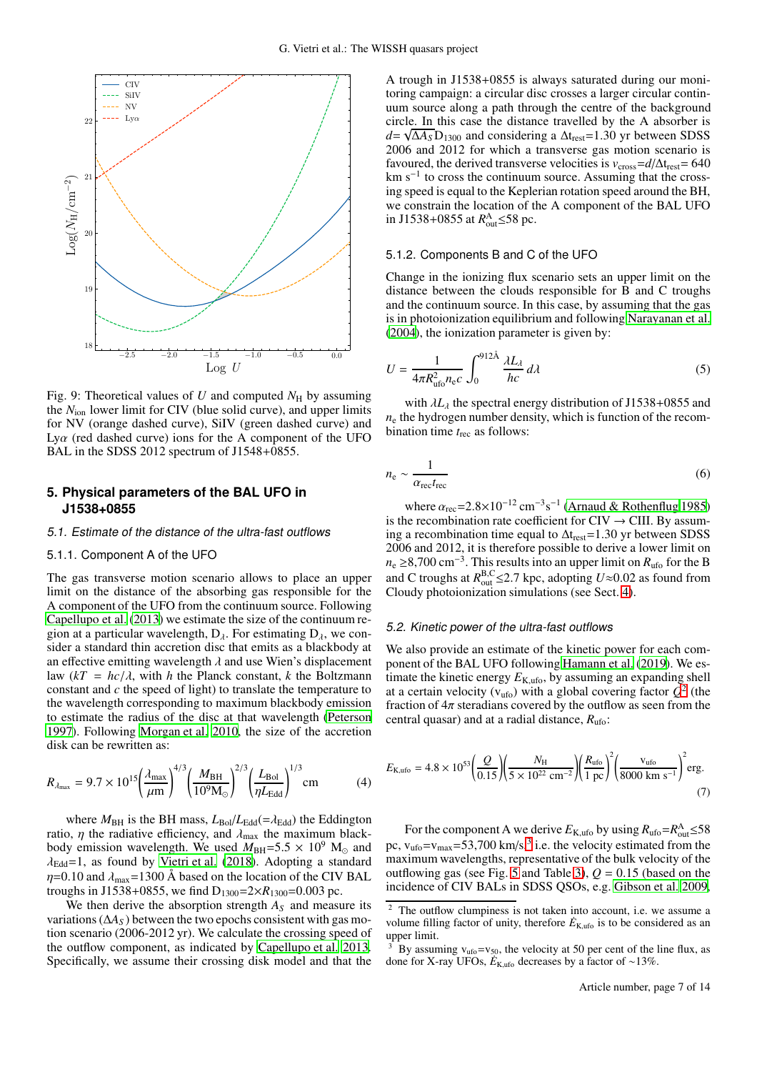Fig. 9: Theoretical values of $U$ and computed $N_H$ by assuming the $N_{ion}$ lower limit for CIV (blue solid curve), and upper limits for NV (orange dashed curve), SiIV (green dashed curve) and Ly$\alpha$ (red dashed curve) ions for the A component of the UFO BAL in the SDSS 2012 spectrum of J1548+0855.

## 5. Physical parameters of the BAL UFO in J1538+0855

### 5.1. Estimate of the distance of the ultra-fast outflows

#### 5.1.1. Component A of the UFO

The gas transverse motion scenario allows to place an upper limit on the distance of the absorbing gas responsible for the A component of the UFO from the continuum source. Following Capellupo et al. (2013) we estimate the size of the continuum region at a particular wavelength, $D_\lambda$. For estimating $D_\lambda$, we consider a standard thin accretion disc that emits as a blackbody at an effective emitting wavelength $\lambda$ and use Wien's displacement law ($kT = hc/\lambda$, with $h$ the Planck constant, $k$ the Boltzmann constant and $c$ the speed of light) to translate the temperature to the wavelength corresponding to maximum blackbody emission to estimate the radius of the disc at that wavelength (Peterson 1997). Following Morgan et al. 2010, the size of the accretion disk can be rewritten as:

$$R_{\lambda_{max}} = 9.7\times10^{15}\left(\frac{\lambda_{max}}{\mu m}\right)^{4/3}\left(\frac{M_{BH}}{10^9 M_\odot}\right)^{2/3}\left(\frac{L_{Bol}}{\eta L_{Edd}}\right)^{1/3}\text{cm} \quad (4)$$

where $M_{BH}$ is the BH mass, $L_{Bol}/L_{Edd}(=\lambda_{Edd})$ the Eddington ratio, $\eta$ the radiative efficiency, and $\lambda_{max}$ the maximum blackbody emission wavelength. We used $M_{BH}=5.5\times10^9$ $M_\odot$ and $\lambda_{Edd}=1$, as found by Vietri et al. (2018). Adopting a standard $\eta=0.10$ and $\lambda_{max}=1300$ Å based on the location of the CIV BAL troughs in J1538+0855, we find $D_{1300}=2\times R_{1300}=0.003$ pc.

We then derive the absorption strength $A_S$ and measure its variations ($\Delta A_S$) between the two epochs consistent with gas motion scenario (2006-2012 yr). We calculate the crossing speed of the outflow component, as indicated by Capellupo et al. 2013. Specifically, we assume their crossing disk model and that the A trough in J1538+0855 is always saturated during our monitoring campaign: a circular disc crosses a larger circular continuum source along a path through the centre of the background circle. In this case the distance travelled by the A absorber is $d=\sqrt{\Delta A_S}D_{1300}$ and considering a $\Delta t_{rest}$=1.30 yr between SDSS 2006 and 2012 for which a transverse gas motion scenario is favoured, the derived transverse velocities is $v_{cross}=d/\Delta t_{rest}$= 640 km s$^{-1}$ to cross the continuum source. Assuming that the crossing speed is equal to the Keplerian rotation speed around the BH, we constrain the location of the A component of the BAL UFO in J1538+0855 at $R^A_{out}\lesssim58$ pc.

#### 5.1.2. Components B and C of the UFO

Change in the ionizing flux scenario sets an upper limit on the distance between the clouds responsible for B and C troughs and the continuum source. In this case, by assuming that the gas is in photoionization equilibrium and following Narayanan et al. (2004), the ionization parameter is given by:

$$U = \frac{1}{4\pi R^2_{ufo} n_e c}\int_0^{912Å}\frac{\lambda L_\lambda}{hc}\,d\lambda \quad (5)$$

with $\lambda L_\lambda$ the spectral energy distribution of J1538+0855 and $n_e$ the hydrogen number density, which is function of the recombination time $t_{rec}$ as follows:

$$n_e \sim \frac{1}{\alpha_{rec}t_{rec}} \quad (6)$$

where $\alpha_{rec}=2.8\times10^{-12}$ cm$^{-3}$s$^{-1}$ (Arnaud & Rothenflug 1985) is the recombination rate coefficient for CIV → CIII. By assuming a recombination time equal to $\Delta t_{rest}$=1.30 yr between SDSS 2006 and 2012, it is therefore possible to derive a lower limit on $n_e\geq$8,700 cm$^{-3}$. This results into an upper limit on $R_{ufo}$ for the B and C troughs at $R^{B,C}_{out}\lesssim2.7$ kpc, adopting $U\approx0.02$ as found from Cloudy photoionization simulations (see Sect. 4).

### 5.2. Kinetic power of the ultra-fast outflows

We also provide an estimate of the kinetic power for each component of the BAL UFO following Hamann et al. (2019). We estimate the kinetic energy $E_{K,ufo}$, by assuming an expanding shell at a certain velocity ($v_{ufo}$) with a global covering factor $Q$[2] (the fraction of $4\pi$ steradians covered by the outflow as seen from the central quasar) and at a radial distance, $R_{ufo}$:

$$E_{K,ufo} = 4.8\times10^{53}\left(\frac{Q}{0.15}\right)\left(\frac{N_H}{5\times10^{22}\text{ cm}^{-2}}\right)\left(\frac{R_{ufo}}{1\text{ pc}}\right)^2\left(\frac{v_{ufo}}{8000\text{ km s}^{-1}}\right)^2\text{erg.} \quad (7)$$

For the component A we derive $E_{K,ufo}$ by using $R_{ufo}=R^A_{out}\lesssim58$ pc, $v_{ufo}=v_{max}$=53,700 km/s,[3] i.e. the velocity estimated from the maximum wavelengths, representative of the bulk velocity of the outflowing gas (see Fig. 5 and Table 3), $Q$ = 0.15 (based on the incidence of CIV BALs in SDSS QSOs, e.g. Gibson et al. 2009,

[2] The outflow clumpiness is not taken into account, i.e. we assume a volume filling factor of unity, therefore $\dot{E}_{K,ufo}$ is to be considered as an upper limit.

[3] By assuming $v_{ufo}=v_{50}$, the velocity at 50 per cent of the line flux, as done for X-ray UFOs, $\dot{E}_{K,ufo}$ decreases by a factor of ~13%.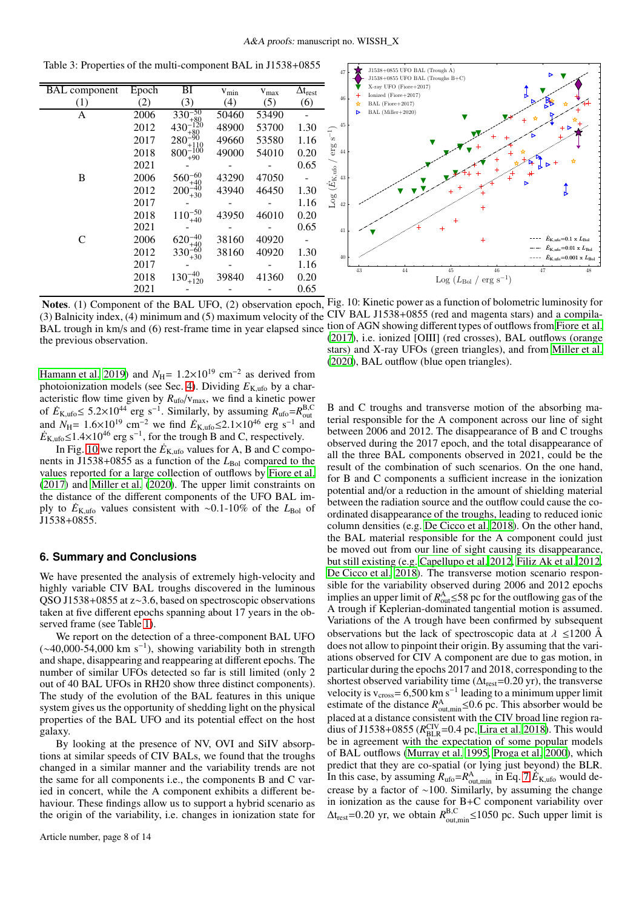Table 3: Properties of the multi-component BAL in J1538+0855

| BAL component | Epoch | BI | $v_{min}$ | $v_{max}$ | $\Delta t_{rest}$ |
|---|---|---|---|---|---|
| (1) | (2) | (3) | (4) | (5) | (6) |
| A | 2006 | $330^{-50}_{+80}$ | 50460 | 53490 | - |
| | 2012 | $430^{-120}_{+80}$ | 48900 | 53700 | 1.30 |
| | 2017 | $280^{-90}_{+110}$ | 49660 | 53580 | 1.16 |
| | 2018 | $800^{-100}_{+90}$ | 49000 | 54010 | 0.20 |
| | 2021 | - | - | - | 0.65 |
| B | 2006 | $560^{-60}_{+40}$ | 43290 | 47050 | - |
| | 2012 | $200^{-40}_{+30}$ | 43940 | 46450 | 1.30 |
| | 2017 | - | - | - | 1.16 |
| | 2018 | $110^{-50}_{+40}$ | 43950 | 46010 | 0.20 |
| | 2021 | - | - | - | 0.65 |
| C | 2006 | $620^{-40}_{+40}$ | 38160 | 40920 | - |
| | 2012 | $330^{-60}_{+30}$ | 38160 | 40920 | 1.30 |
| | 2017 | - | - | - | 1.16 |
| | 2018 | $130^{-40}_{+120}$ | 39840 | 41360 | 0.20 |
| | 2021 | - | - | - | 0.65 |

**Notes**. (1) Component of the BAL UFO, (2) observation epoch, (3) Balnicity index, (4) minimum and (5) maximum velocity of the BAL trough in km/s and (6) rest-frame time in year elapsed since the previous observation.

Hamann et al. 2019) and $N_H$= 1.2×10$^{19}$ cm$^{-2}$ as derived from photoionization models (see Sec. 4). Dividing $E_{K,ufo}$ by a characteristic flow time given by $R_{ufo}/v_{max}$, we find a kinetic power of $\dot{E}_{K,ufo} \leq 5.2\times10^{44}$ erg s$^{-1}$. Similarly, by assuming $R_{ufo}=R^{B,C}_{out}$ and $N_H$= 1.6×10$^{19}$ cm$^{-2}$ we find $\dot{E}_{K,ufo} \leq 2.1\times10^{46}$ erg s$^{-1}$ and $\dot{E}_{K,ufo} \leq 1.4\times10^{46}$ erg s$^{-1}$, for the trough B and C, respectively.

In Fig. 10 we report the $\dot{E}_{K,ufo}$ values for A, B and C components in J1538+0855 as a function of the $L_{Bol}$ compared to the values reported for a large collection of outflows by Fiore et al. (2017) and Miller et al. (2020). The upper limit constraints on the distance of the different components of the UFO BAL imply to $\dot{E}_{K,ufo}$ values consistent with ∼0.1-10% of the $L_{Bol}$ of J1538+0855.

Fig. 10: Kinetic power as a function of bolometric luminosity for CIV BAL J1538+0855 (red and magenta stars) and a compilation of AGN showing different types of outflows from Fiore et al. (2017), i.e. ionized [OIII] (red crosses), BAL outflows (orange stars) and X-ray UFOs (green triangles), and from Miller et al. (2020), BAL outflow (blue open triangles).

## 6. Summary and Conclusions

We have presented the analysis of extremely high-velocity and highly variable CIV BAL troughs discovered in the luminous QSO J1538+0855 at z∼3.6, based on spectroscopic observations taken at five different epochs spanning about 17 years in the observed frame (see Table 1).

We report on the detection of a three-component BAL UFO (∼40,000-54,000 km s$^{-1}$), showing variability both in strength and shape, disappearing and reappearing at different epochs. The number of similar UFOs detected so far is still limited (only 2 out of 40 BAL UFOs in RH20 show three distinct components). The study of the evolution of the BAL features in this unique system gives us the opportunity of shedding light on the physical properties of the BAL UFO and its potential effect on the host galaxy.

By looking at the presence of NV, OVI and SiIV absorptions at similar speeds of CIV BALs, we found that the troughs changed in a similar manner and the variability trends are not the same for all components i.e., the components B and C varied in concert, while the A component exhibits a different behaviour. These findings allow us to support a hybrid scenario as the origin of the variability, i.e. changes in ionization state for B and C troughs and transverse motion of the absorbing material responsible for the A component across our line of sight between 2006 and 2012. The disappearance of B and C troughs observed during the 2017 epoch, and the total disappearance of all the three BAL components observed in 2021, could be the result of the combination of such scenarios. On the one hand, for B and C components a sufficient increase in the ionization potential and/or a reduction in the amount of shielding material between the radiation source and the outflow could cause the coordinated disappearance of the troughs, leading to reduced ionic column densities (e.g. De Cicco et al. 2018). On the other hand, the BAL material responsible for the A component could just be moved out from our line of sight causing its disappearance, but still existing (e.g. Capellupo et al. 2012, Filiz Ak et al. 2012, De Cicco et al. 2018). The transverse motion scenario responsible for the variability observed during 2006 and 2012 epochs implies an upper limit of $R^A_{out} \leq 58$ pc for the outflowing gas of the A trough if Keplerian-dominated tangential motion is assumed. Variations of the A trough have been confirmed by subsequent observations but the lack of spectroscopic data at $\lambda \leq 1200$ Å does not allow to pinpoint their origin. By assuming that the variations observed for CIV A component are due to gas motion, in particular during the epochs 2017 and 2018, corresponding to the shortest observed variability time ($\Delta t_{rest}$=0.20 yr), the transverse velocity is $v_{cross}$= 6,500 km s$^{-1}$ leading to a minimum upper limit estimate of the distance $R^A_{out,min} \leq 0.6$ pc. This absorber would be placed at a distance consistent with the CIV broad line region radius of J1538+0855 ($R^{CIV}_{BLR}$=0.4 pc, Lira et al. 2018). This would be in agreement with the expectation of some popular models of BAL outflows (Murray et al. 1995, Proga et al. 2000), which predict that they are co-spatial (or lying just beyond) the BLR. In this case, by assuming $R_{ufo}=R^A_{out,min}$ in Eq. 7 $\dot{E}_{K,ufo}$ would decrease by a factor of ∼100. Similarly, by assuming the change in ionization as the cause for B+C component variability over $\Delta t_{rest}$=0.20 yr, we obtain $R^{B,C}_{out,min} \leq 1050$ pc. Such upper limit is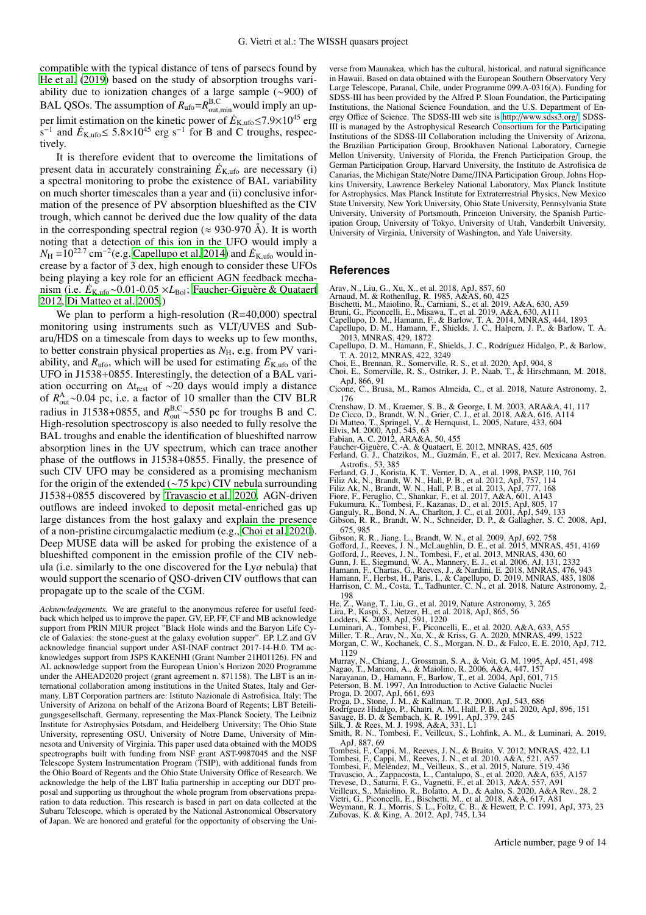compatible with the typical distance of tens of parsecs found by He et al. (2019) based on the study of absorption troughs variability due to ionization changes of a large sample (∼900) of BAL QSOs. The assumption of $R_{\rm ufo}$=$R^{\rm B,C}_{\rm out,min}$would imply an upper limit estimation on the kinetic power of $\dot{E}_{\rm K,ufo}$≤7.9×$10^{45}$ erg $s^{-1}$ and $\dot{E}_{\rm K,ufo}$≤ 5.8×$10^{45}$ erg $s^{-1}$ for B and C troughs, respectively.

It is therefore evident that to overcome the limitations of present data in accurately constraining $\dot{E}_{\rm K,ufo}$ are necessary (i) a spectral monitoring to probe the existence of BAL variability on much shorter timescales than a year and (ii) conclusive information of the presence of PV absorption blueshifted as the CIV trough, which cannot be derived due the low quality of the data in the corresponding spectral region (≈ 930-970 Å). It is worth noting that a detection of this ion in the UFO would imply a $N_{\rm H}$ =$10^{22.7}$ $cm^{-2}$(e.g. Capellupo et al. 2014) and $\dot{E}_{\rm K,ufo}$ would increase by a factor of 3 dex, high enough to consider these UFOs being playing a key role for an efficient AGN feedback mechanism (i.e. $\dot{E}_{\rm K,ufo}$∼0.01-0.05 ×$L_{\rm Bol}$; Faucher-Giguère & Quataert 2012, Di Matteo et al. 2005.)

We plan to perform a high-resolution (R=40,000) spectral monitoring using instruments such as VLT/UVES and Subaru/HDS on a timescale from days to weeks up to few months, to better constrain physical properties as $N_{\rm H}$, e.g. from PV variability, and $R_{\rm ufo}$, which will be used for estimating $\dot{E}_{\rm K,ufo}$ of the UFO in J1538+0855. Interestingly, the detection of a BAL variation occurring on $\Delta t_{\rm rest}$ of ∼20 days would imply a distance of $R^{\rm A}_{\rm out}$∼0.04 pc, i.e. a factor of 10 smaller than the CIV BLR radius in J1538+0855, and $R^{\rm B,C}_{\rm out}$∼550 pc for troughs B and C. High-resolution spectroscopy is also needed to fully resolve the BAL troughs and enable the identification of blueshifted narrow absorption lines in the UV spectrum, which can trace another phase of the outflows in J1538+0855. Finally, the presence of such CIV UFO may be considered as a promising mechanism for the origin of the extended (∼75 kpc) CIV nebula surrounding J1538+0855 discovered by Travascio et al. 2020. AGN-driven outflows are indeed invoked to deposit metal-enriched gas up large distances from the host galaxy and explain the presence of a non-pristine circumgalactic medium (e.g., Choi et al. 2020). Deep MUSE data will be asked for probing the existence of a blueshifted component in the emission profile of the CIV nebula (i.e. similarly to the one discovered for the Ly$\alpha$ nebula) that would support the scenario of QSO-driven CIV outflows that can propagate up to the scale of the CGM.

*Acknowledgements.* We are grateful to the anonymous referee for useful feedback which helped us to improve the paper. GV, EP, FF, CF and MB acknowledge support from PRIN MIUR project "Black Hole winds and the Baryon Life Cycle of Galaxies: the stone-guest at the galaxy evolution supper". EP, LZ and GV acknowledge financial support under ASI-INAF contract 2017-14-H.0. TM acknowledges support from JSPS KAKENHI (Grant Number 21H01126). FN and AL acknowledge support from the European Union's Horizon 2020 Programme under the AHEAD2020 project (grant agreement n. 871158). The LBT is an international collaboration among institutions in the United States, Italy and Germany. LBT Corporation partners are: Istituto Nazionale di Astrofisica, Italy; The University of Arizona on behalf of the Arizona Board of Regents; LBT Beteiligungsgesellschaft, Germany, representing the Max-Planck Society, The Leibniz Institute for Astrophysics Potsdam, and Heidelberg University; The Ohio State University, representing OSU, University of Notre Dame, University of Minnesota and University of Virginia. This paper used data obtained with the MODS spectrographs built with funding from NSF grant AST-9987045 and the NSF Telescope System Instrumentation Program (TSIP), with additional funds from the Ohio Board of Regents and the Ohio State University Office of Research. We acknowledge the help of the LBT Italia partnership in accepting our DDT proposal and supporting us throughout the whole program from observations preparation to data reduction. This research is based in part on data collected at the Subaru Telescope, which is operated by the National Astronomical Observatory of Japan. We are honored and grateful for the opportunity of observing the Universe from Maunakea, which has the cultural, historical, and natural significance in Hawaii. Based on data obtained with the European Southern Observatory Very Large Telescope, Paranal, Chile, under Programme 099.A-0316(A). Funding for SDSS-III has been provided by the Alfred P. Sloan Foundation, the Participating Institutions, the National Science Foundation, and the U.S. Department of Energy Office of Science. The SDSS-III web site is http://www.sdss3.org/. SDSS-III is managed by the Astrophysical Research Consortium for the Participating Institutions of the SDSS-III Collaboration including the University of Arizona, the Brazilian Participation Group, Brookhaven National Laboratory, Carnegie Mellon University, University of Florida, the French Participation Group, the German Participation Group, Harvard University, the Instituto de Astrofisica de Canarias, the Michigan State/Notre Dame/JINA Participation Group, Johns Hopkins University, Lawrence Berkeley National Laboratory, Max Planck Institute for Astrophysics, Max Planck Institute for Extraterrestrial Physics, New Mexico State University, New York University, Ohio State University, Pennsylvania State University, University of Portsmouth, Princeton University, the Spanish Participation Group, University of Tokyo, University of Utah, Vanderbilt University, University of Virginia, University of Washington, and Yale University.

## References

Arav, N., Liu, G., Xu, X., et al. 2018, ApJ, 857, 60
Arnaud, M. & Rothenflug, R. 1985, A&AS, 60, 425
Bischetti, M., Maiolino, R., Carniani, S., et al. 2019, A&A, 630, A59
Bruni, G., Piconcelli, E., Misawa, T., et al. 2019, A&A, 630, A111
Capellupo, D. M., Hamann, F., & Barlow, T. A. 2014, MNRAS, 444, 1893
Capellupo, D. M., Hamann, F., Shields, J. C., Halpern, J. P., & Barlow, T. A. 2013, MNRAS, 429, 1872
Capellupo, D. M., Hamann, F., Shields, J. C., Rodríguez Hidalgo, P., & Barlow, T. A. 2012, MNRAS, 422, 3249
Choi, E., Brennan, R., Somerville, R. S., et al. 2020, ApJ, 904, 8
Choi, E., Somerville, R. S., Ostriker, J. P., Naab, T., & Hirschmann, M. 2018, ApJ, 866, 91
Cicone, C., Brusa, M., Ramos Almeida, C., et al. 2018, Nature Astronomy, 2, 176
Crenshaw, D. M., Kraemer, S. B., & George, I. M. 2003, ARA&A, 41, 117
De Cicco, D., Brandt, W. N., Grier, C. J., et al. 2018, A&A, 616, A114
Di Matteo, T., Springel, V., & Hernquist, L. 2005, Nature, 433, 604
Elvis, M. 2000, ApJ, 545, 63
Fabian, A. C. 2012, ARA&A, 50, 455
Faucher-Giguère, C.-A. & Quataert, E. 2012, MNRAS, 425, 605
Ferland, G. J., Chatzikos, M., Guzmán, F., et al. 2017, Rev. Mexicana Astron. Astrofis., 53, 385
Ferland, G. J., Korista, K. T., Verner, D. A., et al. 1998, PASP, 110, 761
Filiz Ak, N., Brandt, W. N., Hall, P. B., et al. 2012, ApJ, 757, 114
Filiz Ak, N., Brandt, W. N., Hall, P. B., et al. 2013, ApJ, 777, 168
Fiore, F., Feruglio, C., Shankar, F., et al. 2017, A&A, 601, A143
Fukumura, K., Tombesi, F., Kazanas, D., et al. 2015, ApJ, 805, 17
Ganguly, R., Bond, N. A., Charlton, J. C., et al. 2001, ApJ, 549, 133
Gibson, R. R., Brandt, W. N., Schneider, D. P., & Gallagher, S. C. 2008, ApJ, 675, 985
Gibson, R. R., Jiang, L., Brandt, W. N., et al. 2009, ApJ, 692, 758
Gofford, J., Reeves, J. N., McLaughlin, D. E., et al. 2015, MNRAS, 451, 4169
Gofford, J., Reeves, J. N., Tombesi, F., et al. 2013, MNRAS, 430, 60
Gunn, J. E., Siegmund, W. A., Mannery, E. J., et al. 2006, AJ, 131, 2332
Hamann, F., Chartas, G., Reeves, J., & Nardini, E. 2018, MNRAS, 476, 943
Hamann, F., Herbst, H., Paris, I., & Capellupo, D. 2019, MNRAS, 483, 1808
Harrison, C. M., Costa, T., Tadhunter, C. N., et al. 2018, Nature Astronomy, 2, 198
He, Z., Wang, T., Liu, G., et al. 2019, Nature Astronomy, 3, 265
Lira, P., Kaspi, S., Netzer, H., et al. 2018, ApJ, 865, 56
Lodders, K. 2003, ApJ, 591, 1220
Luminari, A., Tombesi, F., Piconcelli, E., et al. 2020, A&A, 633, A55
Miller, T. R., Arav, N., Xu, X., & Kriss, G. A. 2020, MNRAS, 499, 1522
Morgan, C. W., Kochanek, C. S., Morgan, N. D., & Falco, E. E. 2010, ApJ, 712, 1129
Murray, N., Chiang, J., Grossman, S. A., & Voit, G. M. 1995, ApJ, 451, 498
Nagao, T., Marconi, A., & Maiolino, R. 2006, A&A, 447, 157
Narayanan, D., Hamann, F., Barlow, T., et al. 2004, ApJ, 601, 715
Peterson, B. M. 1997, An Introduction to Active Galactic Nuclei
Proga, D. 2007, ApJ, 661, 693
Proga, D., Stone, J. M., & Kallman, T. R. 2000, ApJ, 543, 686
Rodríguez Hidalgo, P., Khatri, A. M., Hall, P. B., et al. 2020, ApJ, 896, 151
Savage, B. D. & Sembach, K. R. 1991, ApJ, 379, 245
Silk, J. & Rees, M. J. 1998, A&A, 331, L1
Smith, R. N., Tombesi, F., Veilleux, S., Lohfink, A. M., & Luminari, A. 2019, ApJ, 887, 69
Tombesi, F., Cappi, M., Reeves, J. N., & Braito, V. 2012, MNRAS, 422, L1
Tombesi, F., Cappi, M., Reeves, J. N., et al. 2010, A&A, 521, A57
Tombesi, F., Meléndez, M., Veilleux, S., et al. 2015, Nature, 519, 436
Travascio, A., Zappacosta, L., Cantalupo, S., et al. 2020, A&A, 635, A157
Trevese, D., Saturni, F. G., Vagnetti, F., et al. 2013, A&A, 557, A91
Veilleux, S., Maiolino, R., Bolatto, A. D., & Aalto, S. 2020, A&A Rev., 28, 2
Vietri, G., Piconcelli, E., Bischetti, M., et al. 2018, A&A, 617, A81
Weymann, R. J., Morris, S. L., Foltz, C. B., & Hewett, P. C. 1991, ApJ, 373, 23
Zubovas, K. & King, A. 2012, ApJ, 745, L34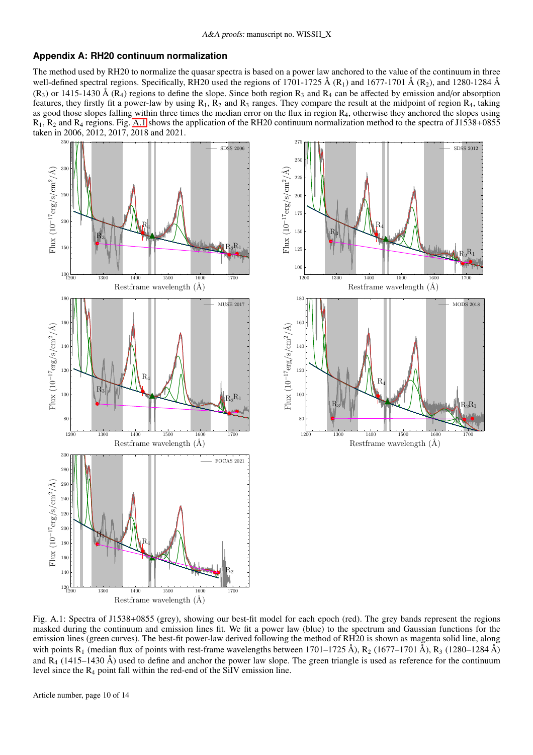## Appendix A: RH20 continuum normalization

The method used by RH20 to normalize the quasar spectra is based on a power law anchored to the value of the continuum in three well-defined spectral regions. Specifically, RH20 used the regions of 1701-1725 Å ($R_1$) and 1677-1701 Å ($R_2$), and 1280-1284 Å ($R_3$) or 1415-1430 Å ($R_4$) regions to define the slope. Since both region $R_3$ and $R_4$ can be affected by emission and/or absorption features, they firstly fit a power-law by using $R_1$, $R_2$ and $R_3$ ranges. They compare the result at the midpoint of region $R_4$, taking as good those slopes falling within three times the median error on the flux in region $R_4$, otherwise they anchored the slopes using $R_1$, $R_2$ and $R_4$ regions. Fig. A.1 shows the application of the RH20 continuum normalization method to the spectra of J1538+0855 taken in 2006, 2012, 2017, 2018 and 2021.

Fig. A.1: Spectra of J1538+0855 (grey), showing our best-fit model for each epoch (red). The grey bands represent the regions masked during the continuum and emission lines fit. We fit a power law (blue) to the spectrum and Gaussian functions for the emission lines (green curves). The best-fit power-law derived following the method of RH20 is shown as magenta solid line, along with points $R_1$ (median flux of points with rest-frame wavelengths between 1701–1725 Å), $R_2$ (1677–1701 Å), $R_3$ (1280–1284 Å) and $R_4$ (1415–1430 Å) used to define and anchor the power law slope. The green triangle is used as reference for the continuum level since the $R_4$ point fall within the red-end of the SiIV emission line.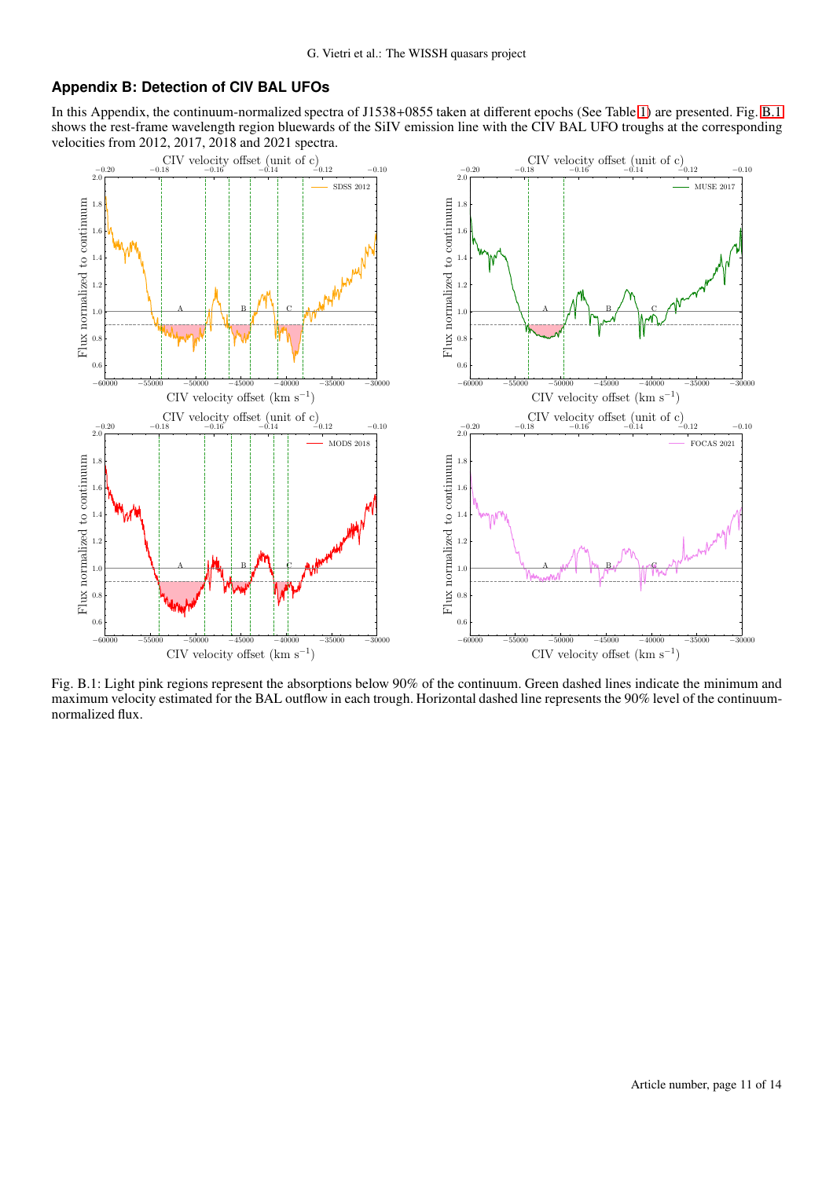## Appendix B: Detection of CIV BAL UFOs

In this Appendix, the continuum-normalized spectra of J1538+0855 taken at different epochs (See Table 1) are presented. Fig. B.1 shows the rest-frame wavelength region bluewards of the SiIV emission line with the CIV BAL UFO troughs at the corresponding velocities from 2012, 2017, 2018 and 2021 spectra.

Fig. B.1: Light pink regions represent the absorptions below 90% of the continuum. Green dashed lines indicate the minimum and maximum velocity estimated for the BAL outflow in each trough. Horizontal dashed line represents the 90% level of the continuum-normalized flux.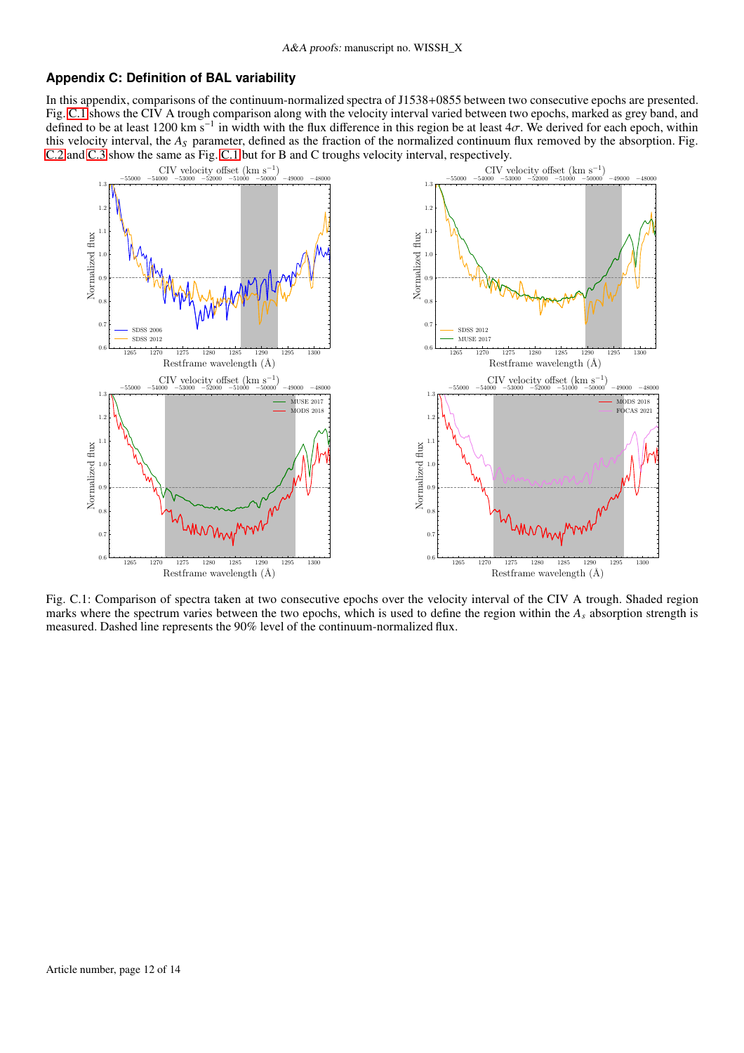## Appendix C: Definition of BAL variability

In this appendix, comparisons of the continuum-normalized spectra of J1538+0855 between two consecutive epochs are presented. Fig. C.1 shows the CIV A trough comparison along with the velocity interval varied between two epochs, marked as grey band, and defined to be at least 1200 km s$^{-1}$ in width with the flux difference in this region be at least $4\sigma$. We derived for each epoch, within this velocity interval, the $A_S$ parameter, defined as the fraction of the normalized continuum flux removed by the absorption. Fig. C.2 and C.3 show the same as Fig. C.1 but for B and C troughs velocity interval, respectively.

Fig. C.1: Comparison of spectra taken at two consecutive epochs over the velocity interval of the CIV A trough. Shaded region marks where the spectrum varies between the two epochs, which is used to define the region within the $A_s$ absorption strength is measured. Dashed line represents the 90% level of the continuum-normalized flux.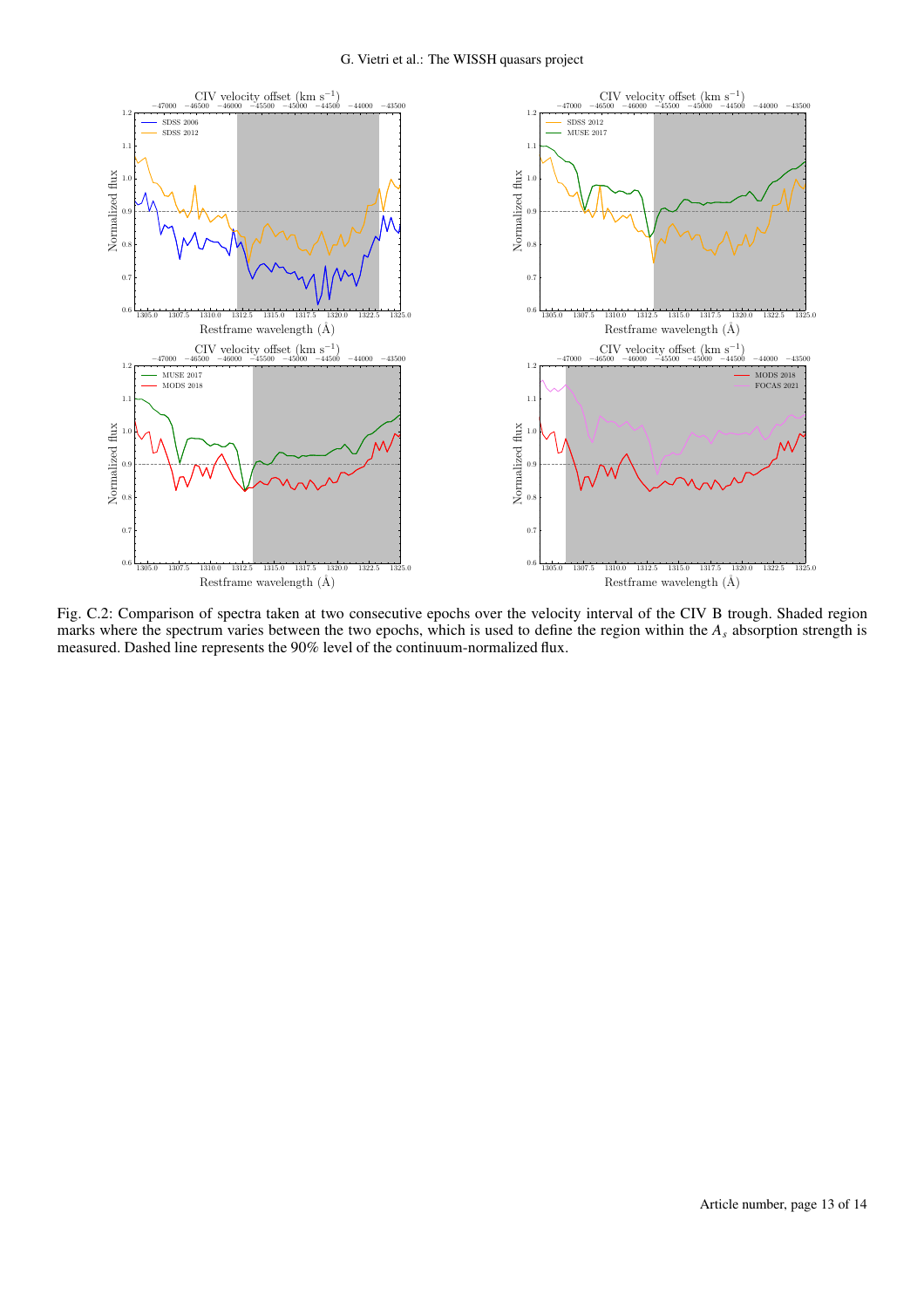Fig. C.2: Comparison of spectra taken at two consecutive epochs over the velocity interval of the CIV B trough. Shaded region marks where the spectrum varies between the two epochs, which is used to define the region within the $A_s$ absorption strength is measured. Dashed line represents the 90% level of the continuum-normalized flux.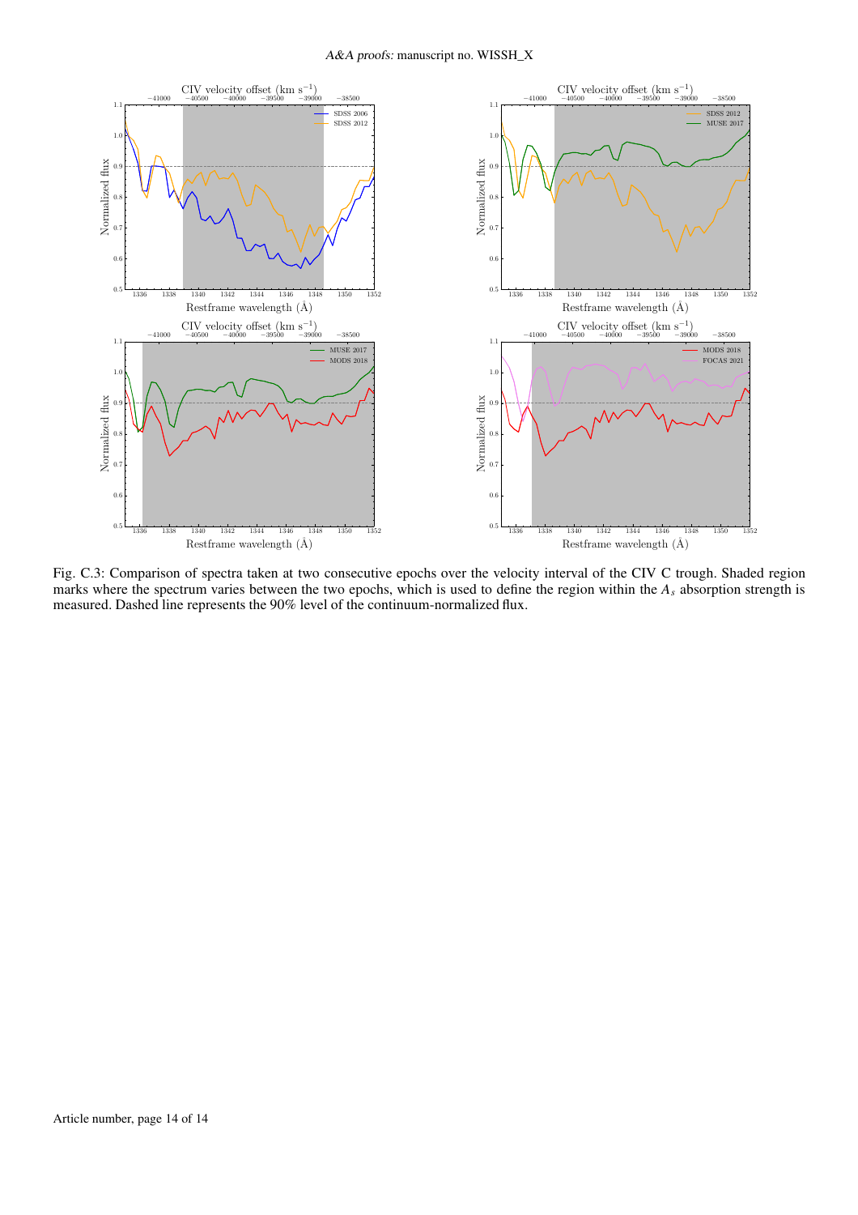CIV velocity offset (km s$^{-1}$)
−41000 −40500 −40000 −39500 −39000 −38500
SDSS 2006
SDSS 2012
Normalized flux
Restframe wavelength (Å)

CIV velocity offset (km s$^{-1}$)
−41000 −40500 −40000 −39500 −39000 −38500
SDSS 2012
MUSE 2017
Normalized flux
Restframe wavelength (Å)

CIV velocity offset (km s$^{-1}$)
−41000 −40500 −40000 −39500 −39000 −38500
MUSE 2017
MODS 2018
Normalized flux
Restframe wavelength (Å)

CIV velocity offset (km s$^{-1}$)
−41000 −40500 −40000 −39500 −39000 −38500
MODS 2018
FOCAS 2021
Normalized flux
Restframe wavelength (Å)

Fig. C.3: Comparison of spectra taken at two consecutive epochs over the velocity interval of the CIV C trough. Shaded region marks where the spectrum varies between the two epochs, which is used to define the region within the $A_s$ absorption strength is measured. Dashed line represents the 90% level of the continuum-normalized flux.